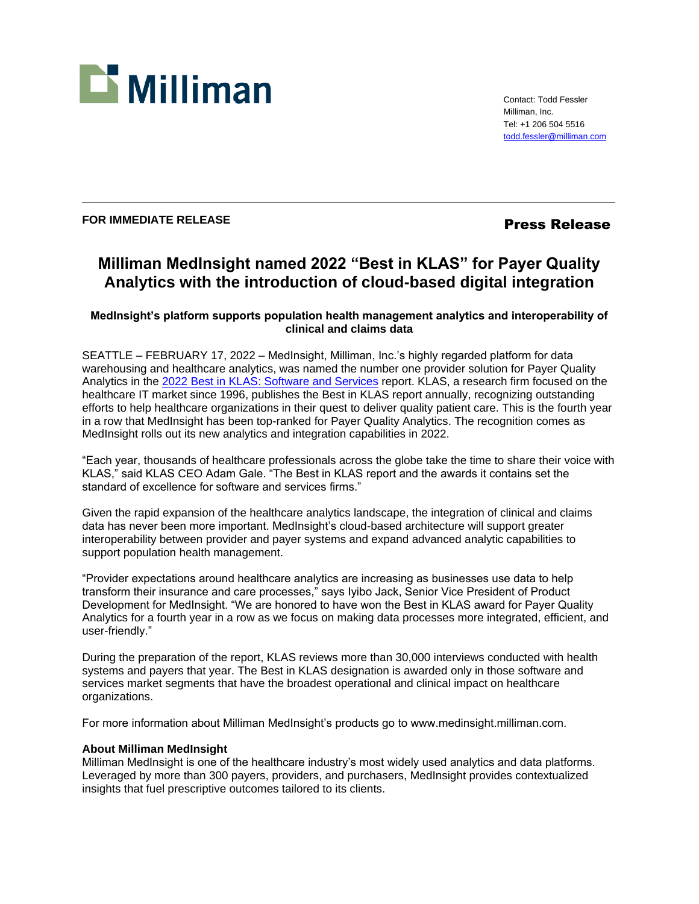Milliman

Contact: Todd Fessler
Milliman, Inc.
Tel: +1 206 504 5516
todd.fessler@milliman.com

---

**FOR IMMEDIATE RELEASE**

**Press Release**

# Milliman MedInsight named 2022 "Best in KLAS" for Payer Quality Analytics with the introduction of cloud-based digital integration

### MedInsight's platform supports population health management analytics and interoperability of clinical and claims data

SEATTLE – FEBRUARY 17, 2022 – MedInsight, Milliman, Inc.'s highly regarded platform for data warehousing and healthcare analytics, was named the number one provider solution for Payer Quality Analytics in the [2022 Best in KLAS: Software and Services](#) report. KLAS, a research firm focused on the healthcare IT market since 1996, publishes the Best in KLAS report annually, recognizing outstanding efforts to help healthcare organizations in their quest to deliver quality patient care. This is the fourth year in a row that MedInsight has been top-ranked for Payer Quality Analytics. The recognition comes as MedInsight rolls out its new analytics and integration capabilities in 2022.

"Each year, thousands of healthcare professionals across the globe take the time to share their voice with KLAS," said KLAS CEO Adam Gale. "The Best in KLAS report and the awards it contains set the standard of excellence for software and services firms."

Given the rapid expansion of the healthcare analytics landscape, the integration of clinical and claims data has never been more important. MedInsight's cloud-based architecture will support greater interoperability between provider and payer systems and expand advanced analytic capabilities to support population health management.

"Provider expectations around healthcare analytics are increasing as businesses use data to help transform their insurance and care processes," says Iyibo Jack, Senior Vice President of Product Development for MedInsight. "We are honored to have won the Best in KLAS award for Payer Quality Analytics for a fourth year in a row as we focus on making data processes more integrated, efficient, and user-friendly."

During the preparation of the report, KLAS reviews more than 30,000 interviews conducted with health systems and payers that year. The Best in KLAS designation is awarded only in those software and services market segments that have the broadest operational and clinical impact on healthcare organizations.

For more information about Milliman MedInsight's products go to www.medinsight.milliman.com.

**About Milliman MedInsight**

Milliman MedInsight is one of the healthcare industry's most widely used analytics and data platforms. Leveraged by more than 300 payers, providers, and purchasers, MedInsight provides contextualized insights that fuel prescriptive outcomes tailored to its clients.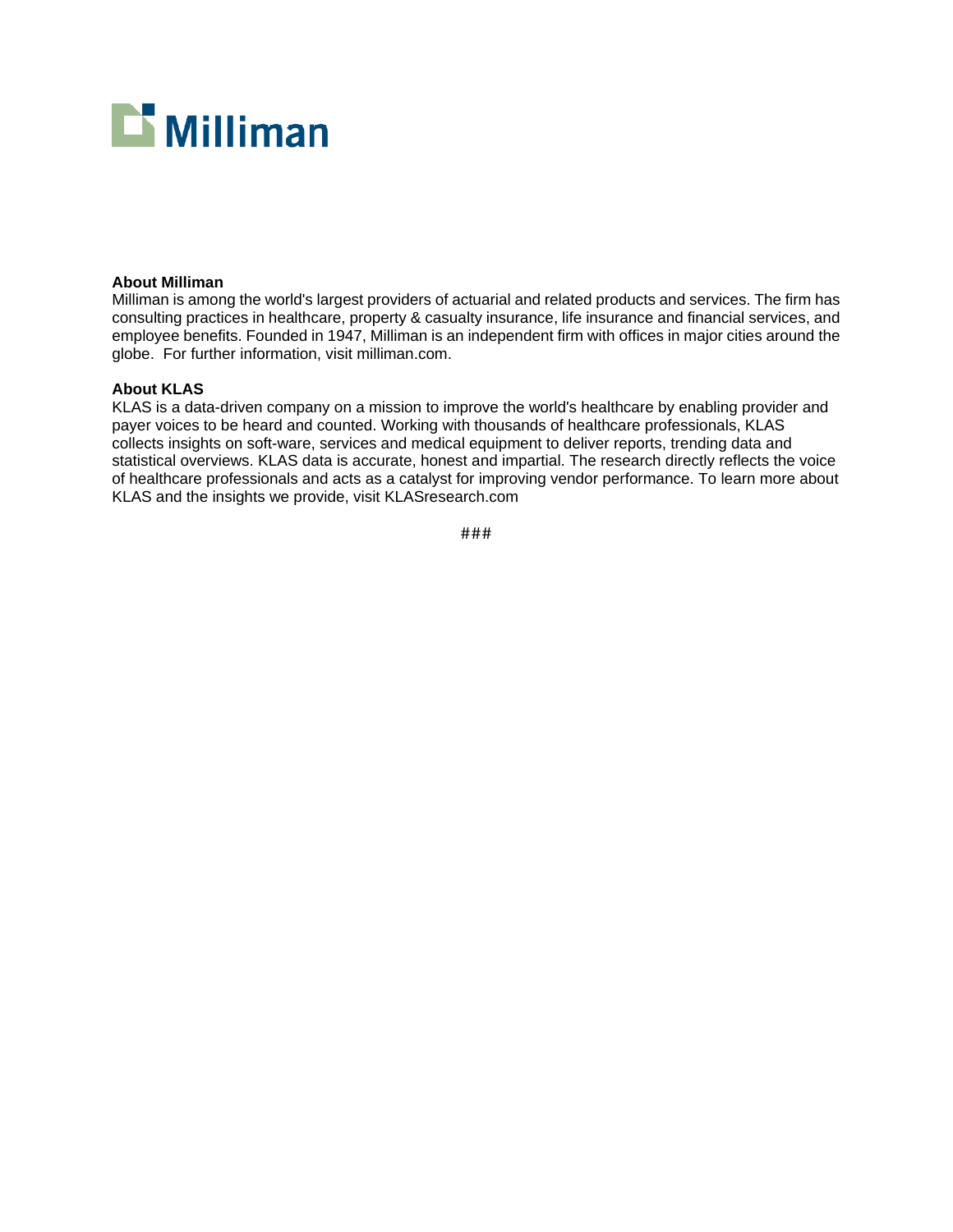Milliman

**About Milliman**
Milliman is among the world's largest providers of actuarial and related products and services. The firm has consulting practices in healthcare, property & casualty insurance, life insurance and financial services, and employee benefits. Founded in 1947, Milliman is an independent firm with offices in major cities around the globe. For further information, visit milliman.com.

**About KLAS**
KLAS is a data-driven company on a mission to improve the world's healthcare by enabling provider and payer voices to be heard and counted. Working with thousands of healthcare professionals, KLAS collects insights on soft-ware, services and medical equipment to deliver reports, trending data and statistical overviews. KLAS data is accurate, honest and impartial. The research directly reflects the voice of healthcare professionals and acts as a catalyst for improving vendor performance. To learn more about KLAS and the insights we provide, visit KLASresearch.com

###